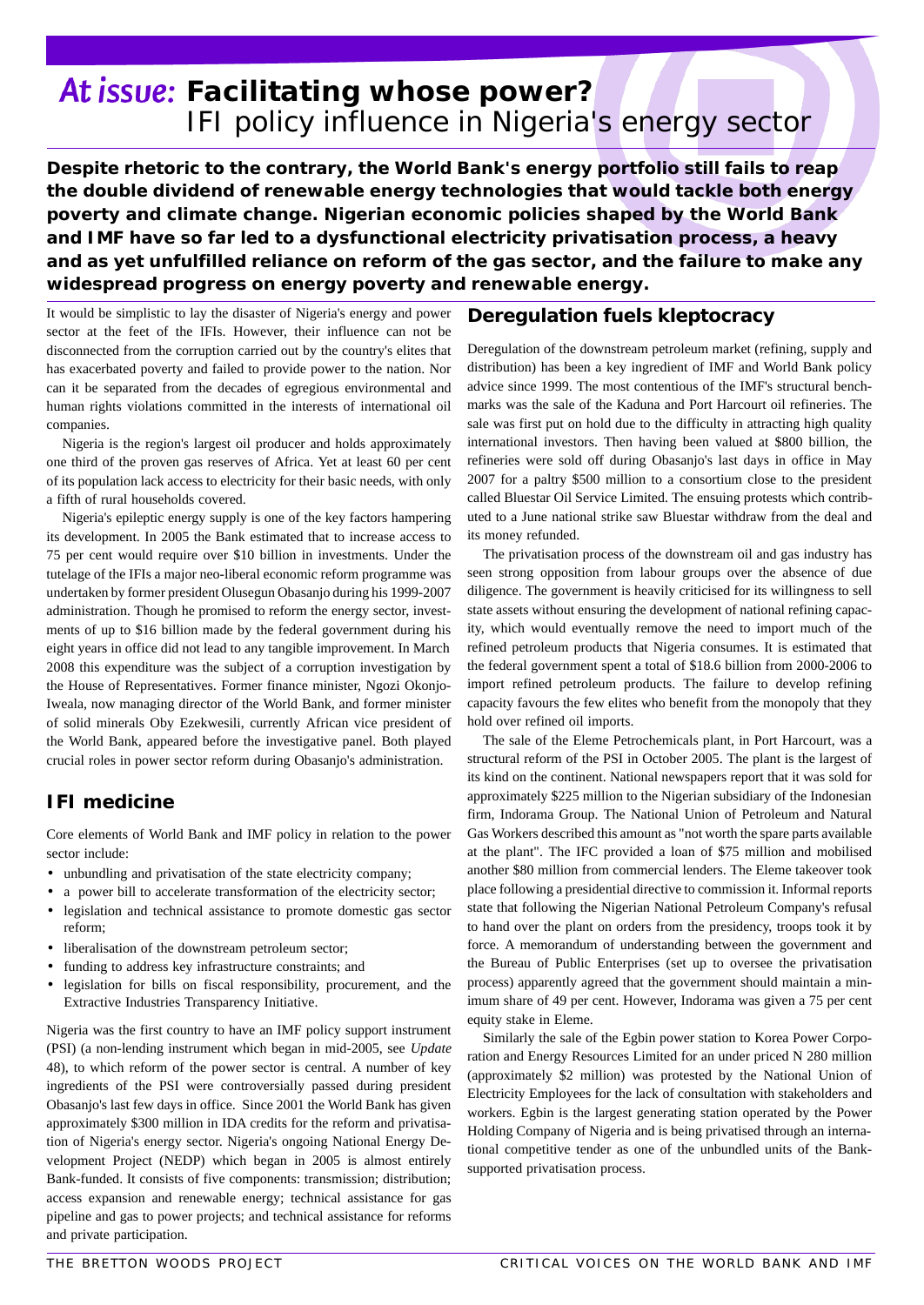# *At issue:* Facilitating whose power? IFI policy influence in Nigeria's energy sector

**Despite rhetoric to the contrary, the World Bank's energy portfolio still fails to reap the double dividend of renewable energy technologies that would tackle both energy poverty and climate change. Nigerian economic policies shaped by the World Bank and IMF have so far led to a dysfunctional electricity privatisation process, a heavy and as yet unfulfilled reliance on reform of the gas sector, and the failure to make any widespread progress on energy poverty and renewable energy.**

It would be simplistic to lay the disaster of Nigeria's energy and power sector at the feet of the IFIs. However, their influence can not be disconnected from the corruption carried out by the country's elites that has exacerbated poverty and failed to provide power to the nation. Nor can it be separated from the decades of egregious environmental and human rights violations committed in the interests of international oil companies.

Nigeria is the region's largest oil producer and holds approximately one third of the proven gas reserves of Africa. Yet at least 60 per cent of its population lack access to electricity for their basic needs, with only a fifth of rural households covered.

Nigeria's epileptic energy supply is one of the key factors hampering its development. In 2005 the Bank estimated that to increase access to 75 per cent would require over $10 billion in investments. Under the tutelage of the IFIs a major neo-liberal economic reform programme was undertaken by former president Olusegun Obasanjo during his 1999-2007 administration. Though he promised to reform the energy sector, investments of up to $16 billion made by the federal government during his eight years in office did not lead to any tangible improvement. In March 2008 this expenditure was the subject of a corruption investigation by the House of Representatives. Former finance minister, Ngozi Okonjo-Iweala, now managing director of the World Bank, and former minister of solid minerals Oby Ezekwesili, currently African vice president of the World Bank, appeared before the investigative panel. Both played crucial roles in power sector reform during Obasanjo's administration.

## IFI medicine

Core elements of World Bank and IMF policy in relation to the power sector include:

- unbundling and privatisation of the state electricity company;
- a power bill to accelerate transformation of the electricity sector;
- legislation and technical assistance to promote domestic gas sector reform;
- liberalisation of the downstream petroleum sector;
- funding to address key infrastructure constraints; and
- legislation for bills on fiscal responsibility, procurement, and the Extractive Industries Transparency Initiative.

Nigeria was the first country to have an IMF policy support instrument (PSI) (a non-lending instrument which began in mid-2005, see *Update* 48), to which reform of the power sector is central. A number of key ingredients of the PSI were controversially passed during president Obasanjo's last few days in office. Since 2001 the World Bank has given approximately $300 million in IDA credits for the reform and privatisation of Nigeria's energy sector. Nigeria's ongoing National Energy Development Project (NEDP) which began in 2005 is almost entirely Bank-funded. It consists of five components: transmission; distribution; access expansion and renewable energy; technical assistance for gas pipeline and gas to power projects; and technical assistance for reforms and private participation.

## Deregulation fuels kleptocracy

Deregulation of the downstream petroleum market (refining, supply and distribution) has been a key ingredient of IMF and World Bank policy advice since 1999. The most contentious of the IMF's structural benchmarks was the sale of the Kaduna and Port Harcourt oil refineries. The sale was first put on hold due to the difficulty in attracting high quality international investors. Then having been valued at $800 billion, the refineries were sold off during Obasanjo's last days in office in May 2007 for a paltry $500 million to a consortium close to the president called Bluestar Oil Service Limited. The ensuing protests which contributed to a June national strike saw Bluestar withdraw from the deal and its money refunded.

The privatisation process of the downstream oil and gas industry has seen strong opposition from labour groups over the absence of due diligence. The government is heavily criticised for its willingness to sell state assets without ensuring the development of national refining capacity, which would eventually remove the need to import much of the refined petroleum products that Nigeria consumes. It is estimated that the federal government spent a total of $18.6 billion from 2000-2006 to import refined petroleum products. The failure to develop refining capacity favours the few elites who benefit from the monopoly that they hold over refined oil imports.

The sale of the Eleme Petrochemicals plant, in Port Harcourt, was a structural reform of the PSI in October 2005. The plant is the largest of its kind on the continent. National newspapers report that it was sold for approximately $225 million to the Nigerian subsidiary of the Indonesian firm, Indorama Group. The National Union of Petroleum and Natural Gas Workers described this amount as "not worth the spare parts available at the plant". The IFC provided a loan of $75 million and mobilised another $80 million from commercial lenders. The Eleme takeover took place following a presidential directive to commission it. Informal reports state that following the Nigerian National Petroleum Company's refusal to hand over the plant on orders from the presidency, troops took it by force. A memorandum of understanding between the government and the Bureau of Public Enterprises (set up to oversee the privatisation process) apparently agreed that the government should maintain a minimum share of 49 per cent. However, Indorama was given a 75 per cent equity stake in Eleme.

Similarly the sale of the Egbin power station to Korea Power Corporation and Energy Resources Limited for an under priced N 280 million (approximately $2 million) was protested by the National Union of Electricity Employees for the lack of consultation with stakeholders and workers. Egbin is the largest generating station operated by the Power Holding Company of Nigeria and is being privatised through an international competitive tender as one of the unbundled units of the Bank-supported privatisation process.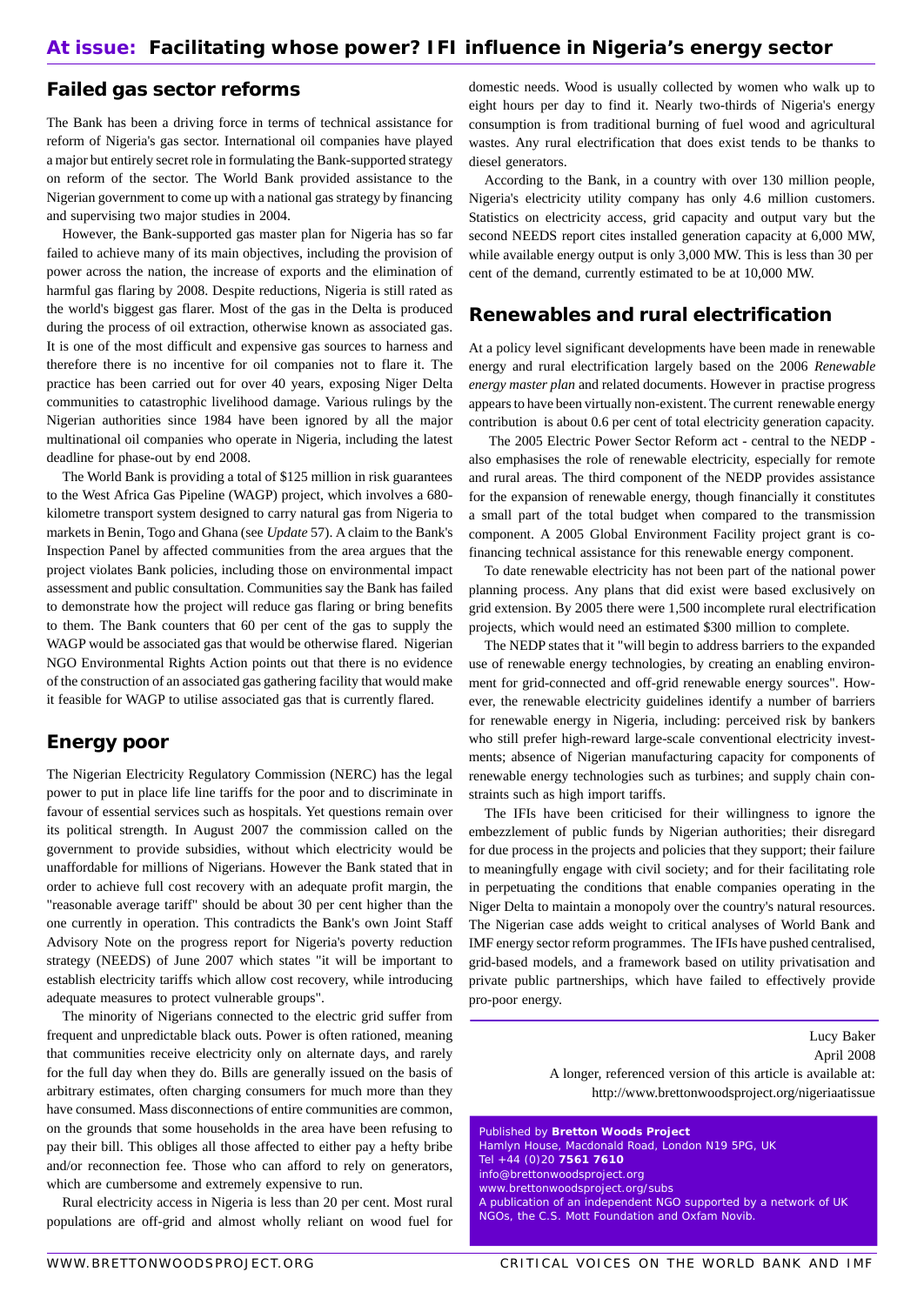## Failed gas sector reforms

The Bank has been a driving force in terms of technical assistance for reform of Nigeria's gas sector. International oil companies have played a major but entirely secret role in formulating the Bank-supported strategy on reform of the sector. The World Bank provided assistance to the Nigerian government to come up with a national gas strategy by financing and supervising two major studies in 2004.

However, the Bank-supported gas master plan for Nigeria has so far failed to achieve many of its main objectives, including the provision of power across the nation, the increase of exports and the elimination of harmful gas flaring by 2008. Despite reductions, Nigeria is still rated as the world's biggest gas flarer. Most of the gas in the Delta is produced during the process of oil extraction, otherwise known as associated gas. It is one of the most difficult and expensive gas sources to harness and therefore there is no incentive for oil companies not to flare it. The practice has been carried out for over 40 years, exposing Niger Delta communities to catastrophic livelihood damage. Various rulings by the Nigerian authorities since 1984 have been ignored by all the major multinational oil companies who operate in Nigeria, including the latest deadline for phase-out by end 2008.

The World Bank is providing a total of $125 million in risk guarantees to the West Africa Gas Pipeline (WAGP) project, which involves a 680-kilometre transport system designed to carry natural gas from Nigeria to markets in Benin, Togo and Ghana (see *Update* 57). A claim to the Bank's Inspection Panel by affected communities from the area argues that the project violates Bank policies, including those on environmental impact assessment and public consultation. Communities say the Bank has failed to demonstrate how the project will reduce gas flaring or bring benefits to them. The Bank counters that 60 per cent of the gas to supply the WAGP would be associated gas that would be otherwise flared. Nigerian NGO Environmental Rights Action points out that there is no evidence of the construction of an associated gas gathering facility that would make it feasible for WAGP to utilise associated gas that is currently flared.

## Energy poor

The Nigerian Electricity Regulatory Commission (NERC) has the legal power to put in place life line tariffs for the poor and to discriminate in favour of essential services such as hospitals. Yet questions remain over its political strength. In August 2007 the commission called on the government to provide subsidies, without which electricity would be unaffordable for millions of Nigerians. However the Bank stated that in order to achieve full cost recovery with an adequate profit margin, the "reasonable average tariff" should be about 30 per cent higher than the one currently in operation. This contradicts the Bank's own Joint Staff Advisory Note on the progress report for Nigeria's poverty reduction strategy (NEEDS) of June 2007 which states "it will be important to establish electricity tariffs which allow cost recovery, while introducing adequate measures to protect vulnerable groups".

The minority of Nigerians connected to the electric grid suffer from frequent and unpredictable black outs. Power is often rationed, meaning that communities receive electricity only on alternate days, and rarely for the full day when they do. Bills are generally issued on the basis of arbitrary estimates, often charging consumers for much more than they have consumed. Mass disconnections of entire communities are common, on the grounds that some households in the area have been refusing to pay their bill. This obliges all those affected to either pay a hefty bribe and/or reconnection fee. Those who can afford to rely on generators, which are cumbersome and extremely expensive to run.

Rural electricity access in Nigeria is less than 20 per cent. Most rural populations are off-grid and almost wholly reliant on wood fuel for domestic needs. Wood is usually collected by women who walk up to eight hours per day to find it. Nearly two-thirds of Nigeria's energy consumption is from traditional burning of fuel wood and agricultural wastes. Any rural electrification that does exist tends to be thanks to diesel generators.

According to the Bank, in a country with over 130 million people, Nigeria's electricity utility company has only 4.6 million customers. Statistics on electricity access, grid capacity and output vary but the second NEEDS report cites installed generation capacity at 6,000 MW, while available energy output is only 3,000 MW. This is less than 30 per cent of the demand, currently estimated to be at 10,000 MW.

## Renewables and rural electrification

At a policy level significant developments have been made in renewable energy and rural electrification largely based on the 2006 *Renewable energy master plan* and related documents. However in practise progress appears to have been virtually non-existent. The current renewable energy contribution is about 0.6 per cent of total electricity generation capacity.

The 2005 Electric Power Sector Reform act - central to the NEDP - also emphasises the role of renewable electricity, especially for remote and rural areas. The third component of the NEDP provides assistance for the expansion of renewable energy, though financially it constitutes a small part of the total budget when compared to the transmission component. A 2005 Global Environment Facility project grant is co-financing technical assistance for this renewable energy component.

To date renewable electricity has not been part of the national power planning process. Any plans that did exist were based exclusively on grid extension. By 2005 there were 1,500 incomplete rural electrification projects, which would need an estimated $300 million to complete.

The NEDP states that it "will begin to address barriers to the expanded use of renewable energy technologies, by creating an enabling environment for grid-connected and off-grid renewable energy sources". However, the renewable electricity guidelines identify a number of barriers for renewable energy in Nigeria, including: perceived risk by bankers who still prefer high-reward large-scale conventional electricity investments; absence of Nigerian manufacturing capacity for components of renewable energy technologies such as turbines; and supply chain constraints such as high import tariffs.

The IFIs have been criticised for their willingness to ignore the embezzlement of public funds by Nigerian authorities; their disregard for due process in the projects and policies that they support; their failure to meaningfully engage with civil society; and for their facilitating role in perpetuating the conditions that enable companies operating in the Niger Delta to maintain a monopoly over the country's natural resources. The Nigerian case adds weight to critical analyses of World Bank and IMF energy sector reform programmes. The IFIs have pushed centralised, grid-based models, and a framework based on utility privatisation and private public partnerships, which have failed to effectively provide pro-poor energy.

Lucy Baker
April 2008
A longer, referenced version of this article is available at:
http://www.brettonwoodsproject.org/nigeriaatissue

Published by **Bretton Woods Project**
Hamlyn House, Macdonald Road, London N19 5PG, UK
Tel +44 (0)20 **7561 7610**
info@brettonwoodsproject.org
www.brettonwoodsproject.org/subs
A publication of an independent NGO supported by a network of UK NGOs, the C.S. Mott Foundation and Oxfam Novib.